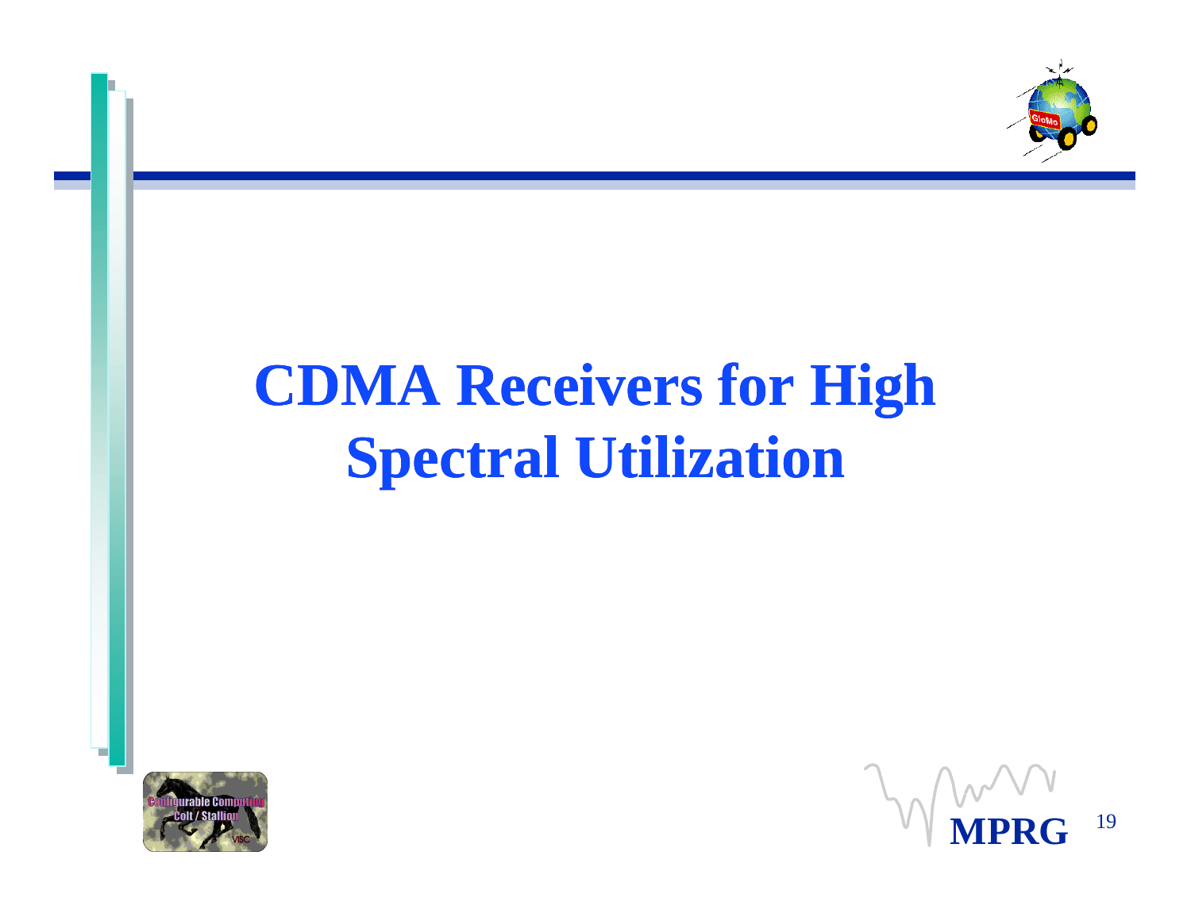# CDMA Receivers for High Spectral Utilization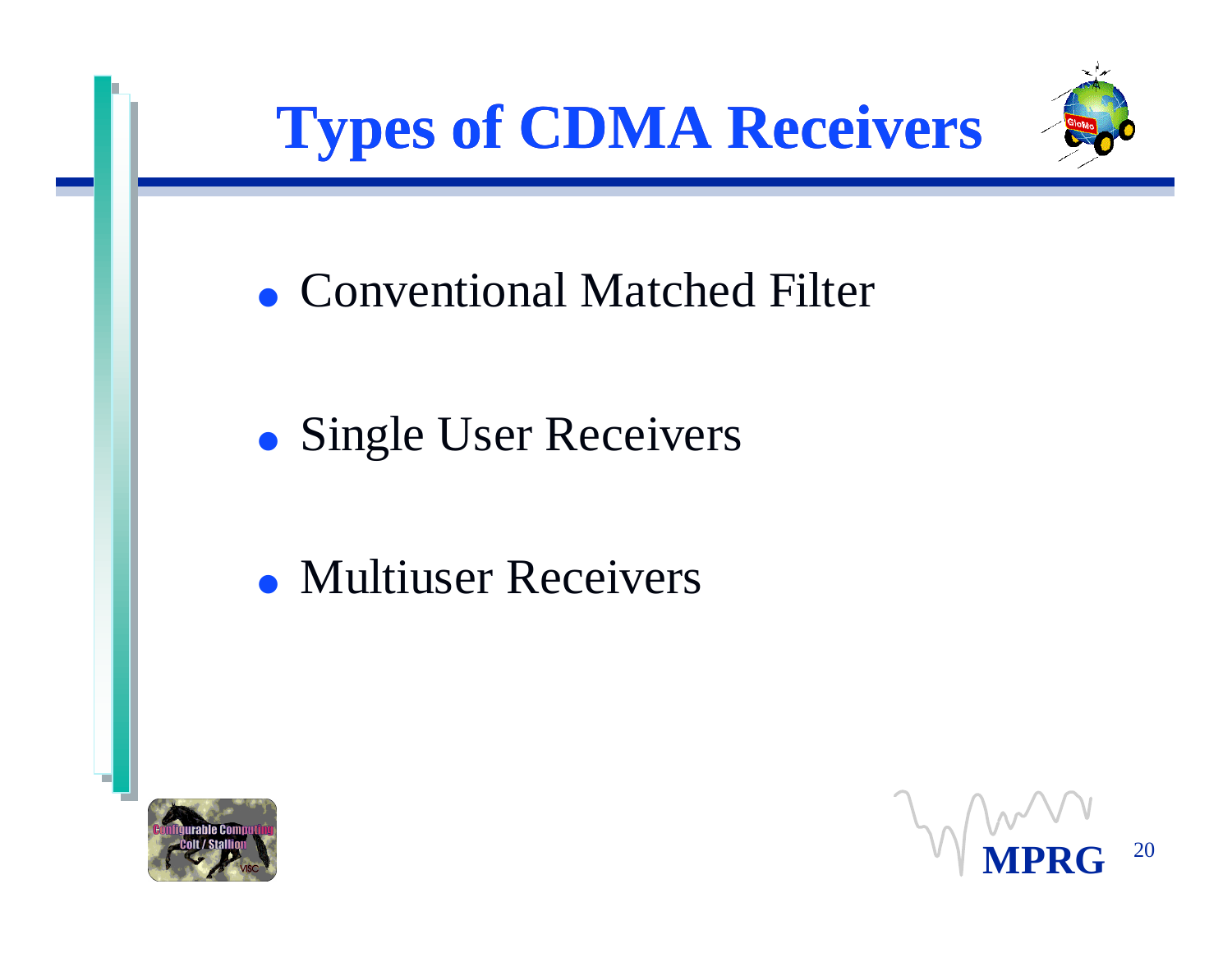# Types of CDMA Receivers

- Conventional Matched Filter
- Single User Receivers
- Multiuser Receivers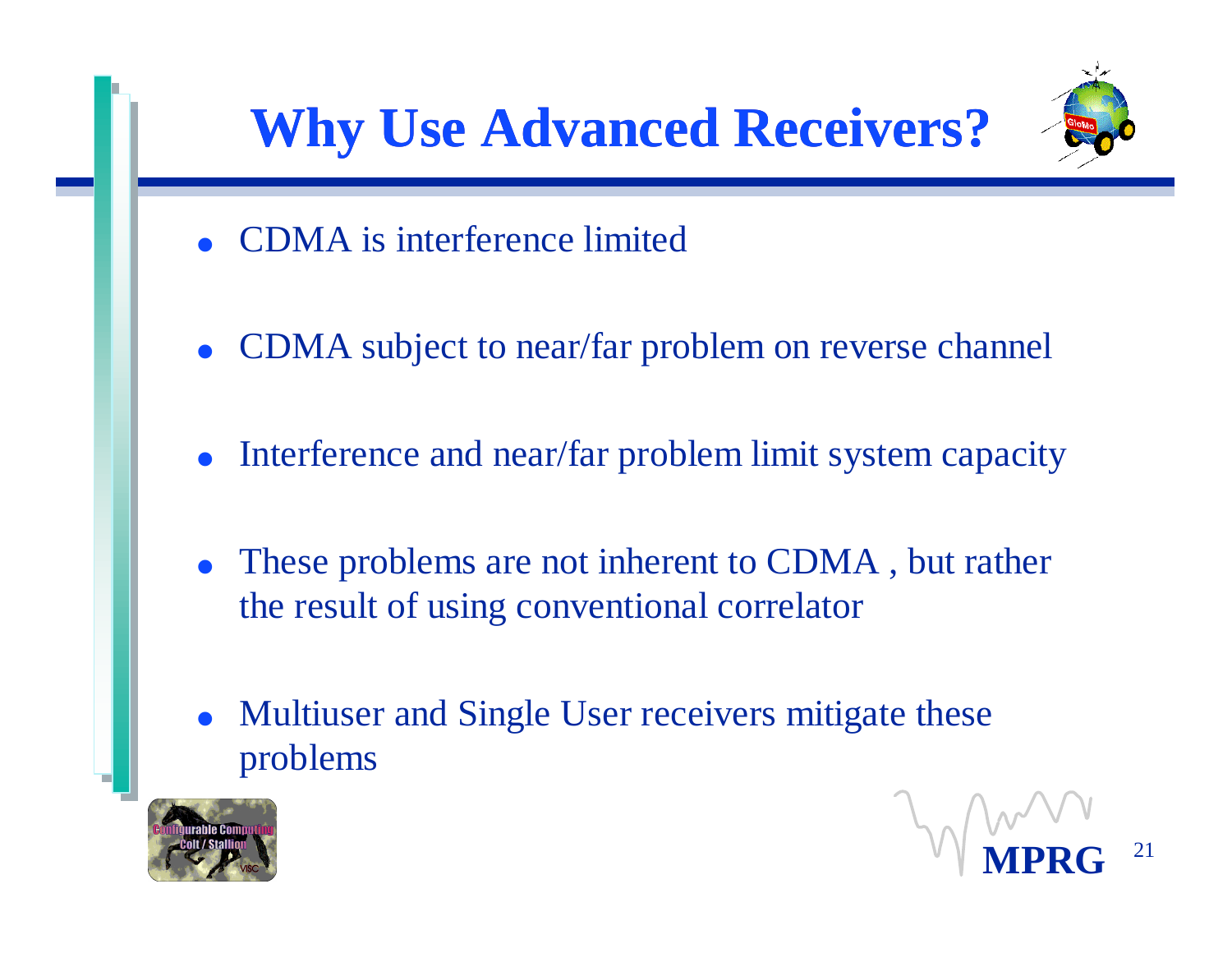# Why Use Advanced Receivers?

- CDMA is interference limited
- CDMA subject to near/far problem on reverse channel
- Interference and near/far problem limit system capacity
- These problems are not inherent to CDMA , but rather the result of using conventional correlator
- Multiuser and Single User receivers mitigate these problems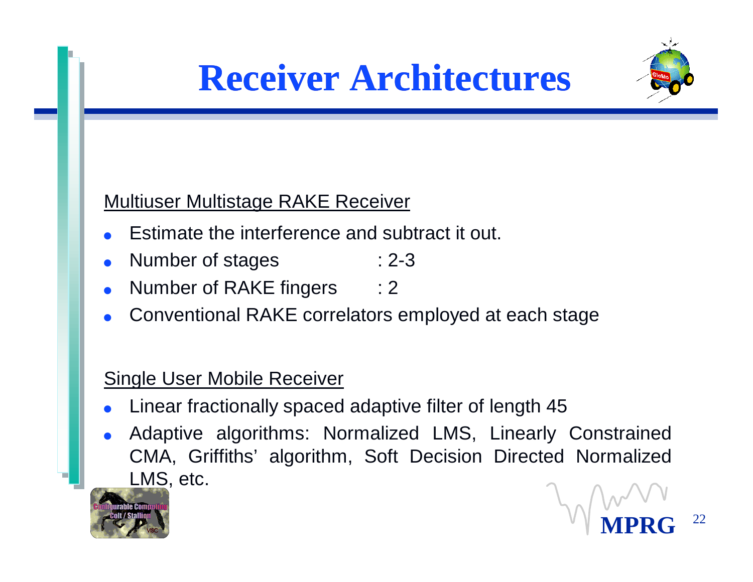# Receiver Architectures

Multiuser Multistage RAKE Receiver

- Estimate the interference and subtract it out.
- Number of stages : 2-3
- Number of RAKE fingers : 2
- Conventional RAKE correlators employed at each stage

Single User Mobile Receiver

- Linear fractionally spaced adaptive filter of length 45
- Adaptive algorithms: Normalized LMS, Linearly Constrained CMA, Griffiths' algorithm, Soft Decision Directed Normalized LMS, etc.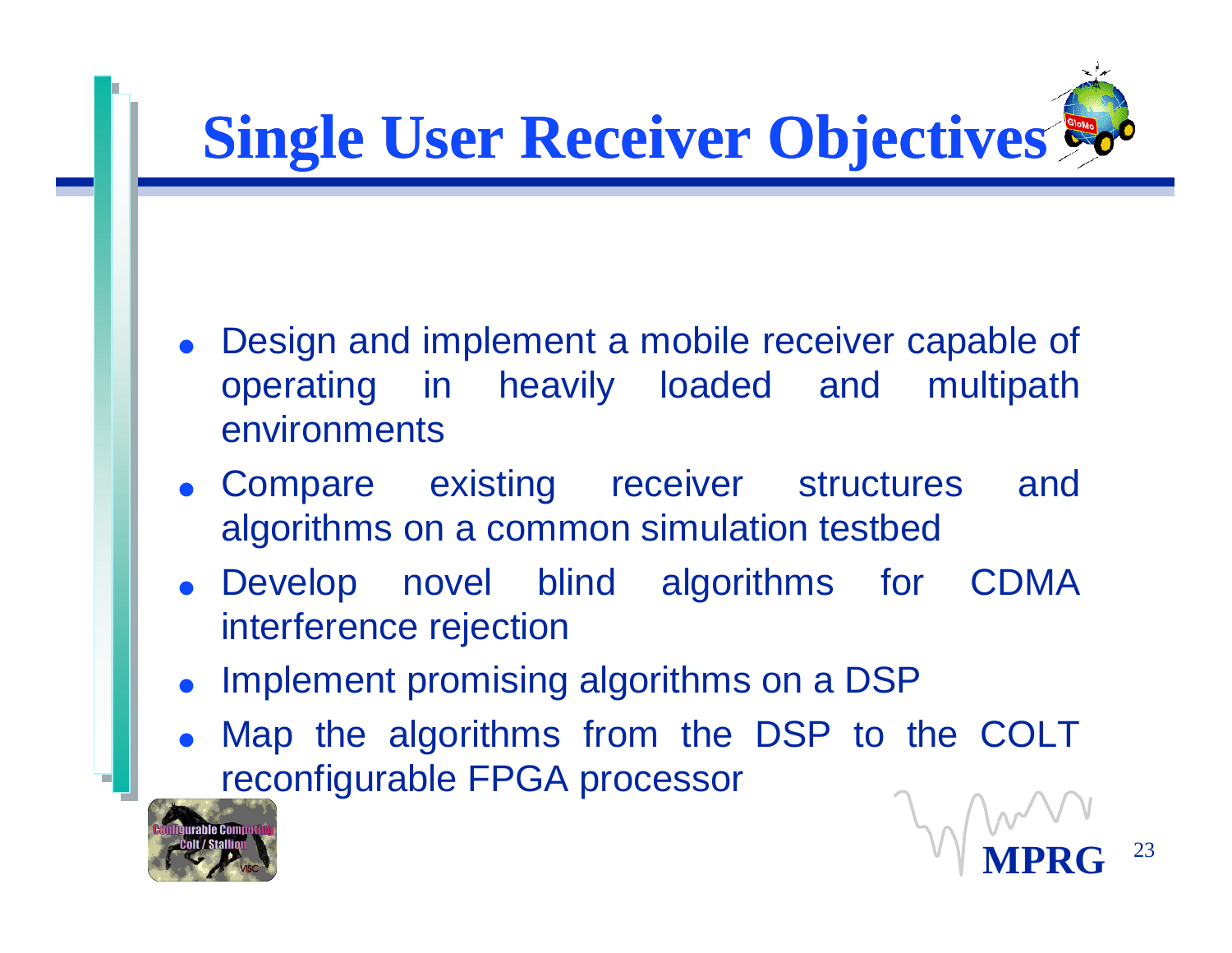# Single User Receiver Objectives

- Design and implement a mobile receiver capable of operating in heavily loaded and multipath environments
- Compare existing receiver structures and algorithms on a common simulation testbed
- Develop novel blind algorithms for CDMA interference rejection
- Implement promising algorithms on a DSP
- Map the algorithms from the DSP to the COLT reconfigurable FPGA processor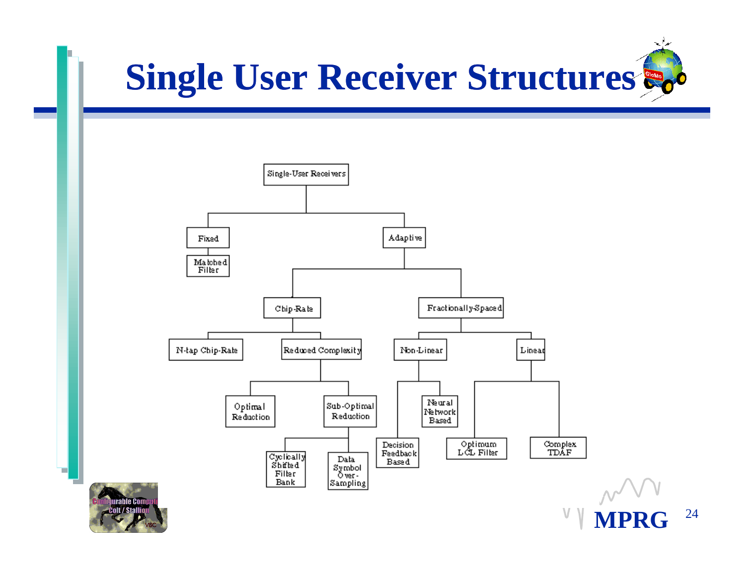# Single User Receiver Structures

- Single-User Receivers
  - Fixed
    - Matched Filter
  - Adaptive
    - Chip-Rate
      - N-tap Chip-Rate
      - Reduced Complexity
        - Optimal Reduction
        - Sub-Optimal Reduction
          - Cyclically Shifted Filter Bank
          - Data Symbol Over-Sampling
    - Fractionally-Spaced
      - Non-Linear
        - Decision Feedback Based
        - Neural Network Based
      - Linear
        - Optimum LCL Filter
        - Complex TDAF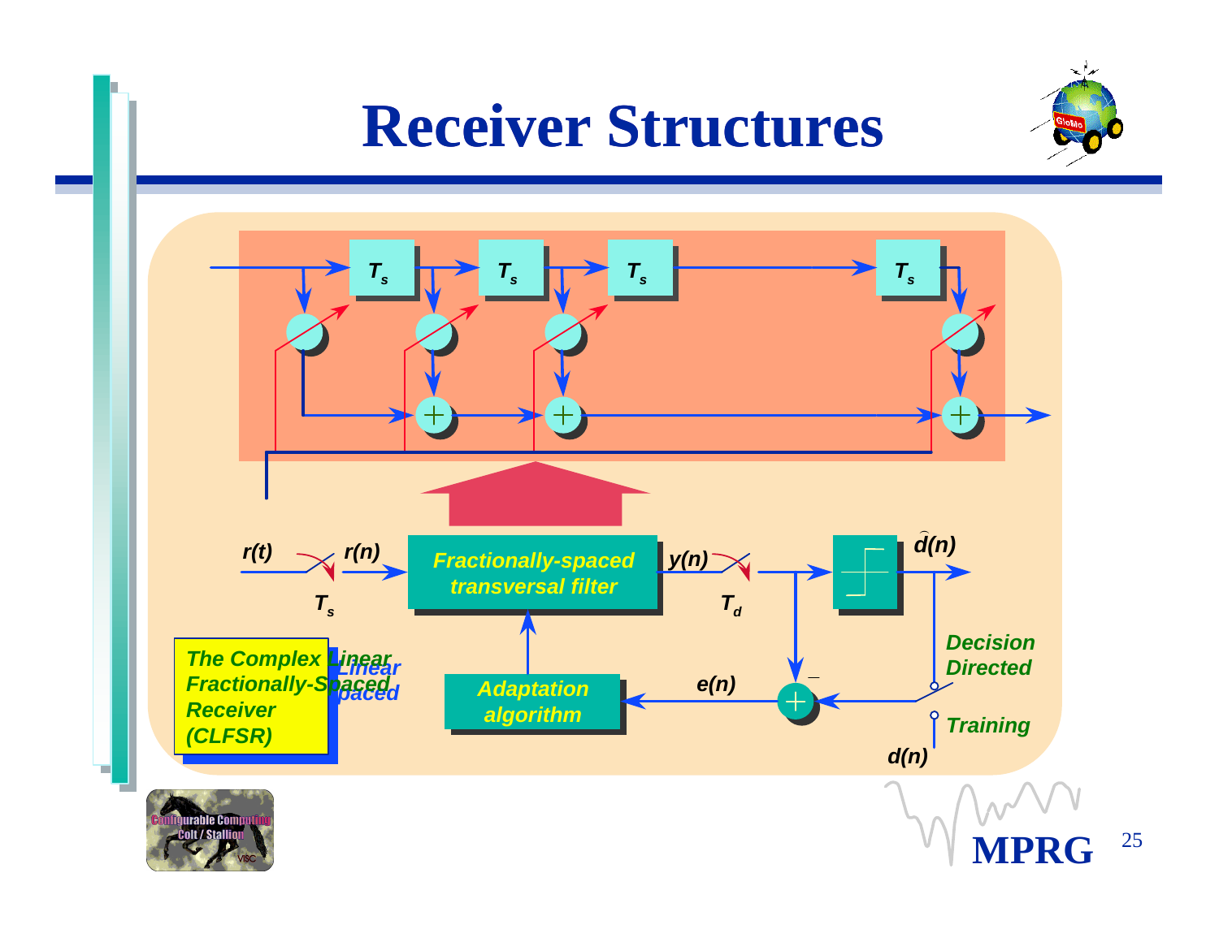# Receiver Structures

$T_s$ $T_s$ $T_s$ $T_s$

$r(t)$ $r(n)$ $T_s$

Fractionally-spaced transversal filter

$y(n)$ $T_d$

$\hat{d}(n)$

Decision Directed

Training

$d(n)$

$e(n)$

Adaptation algorithm

The Complex Linear Fractionally-Spaced Receiver (CLFSR)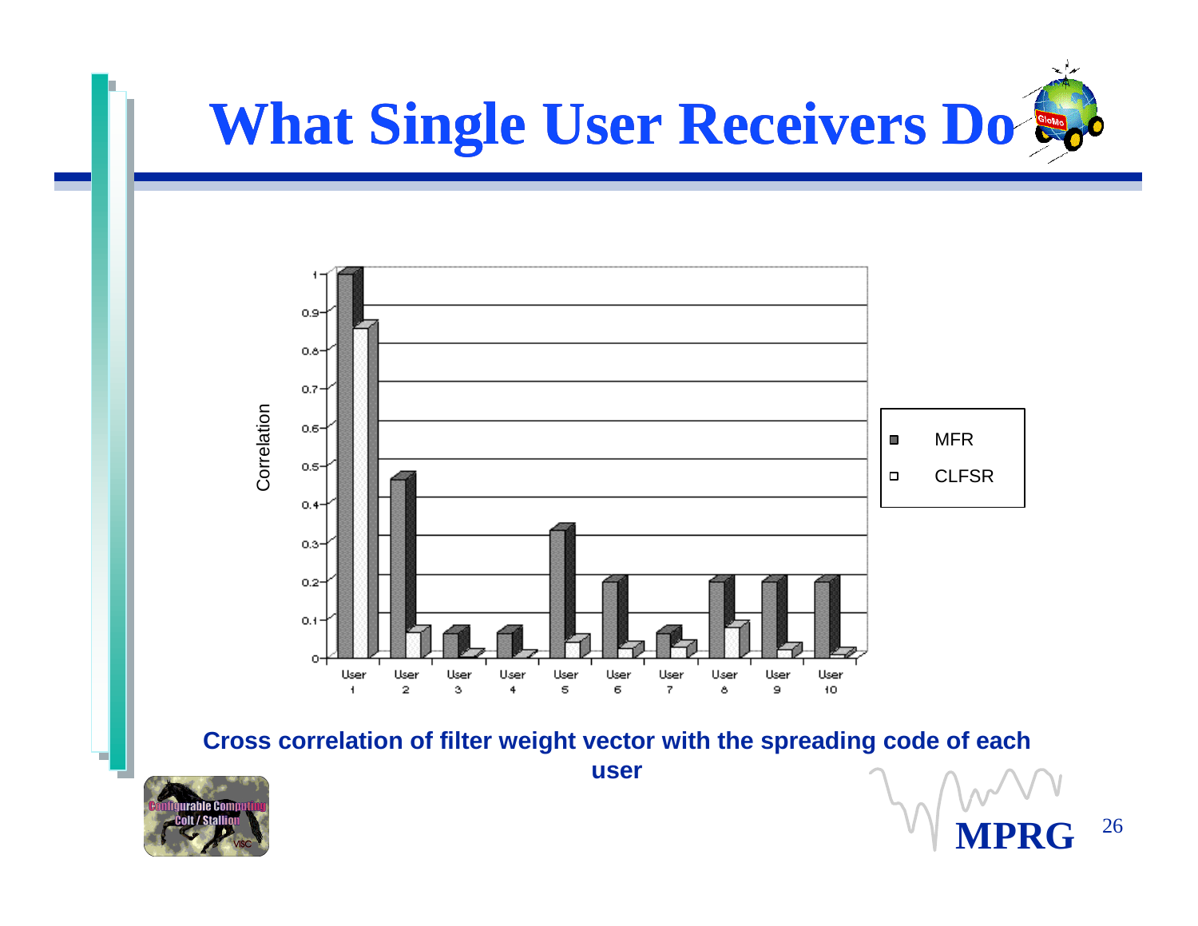# What Single User Receivers Do

Cross correlation of filter weight vector with the spreading code of each user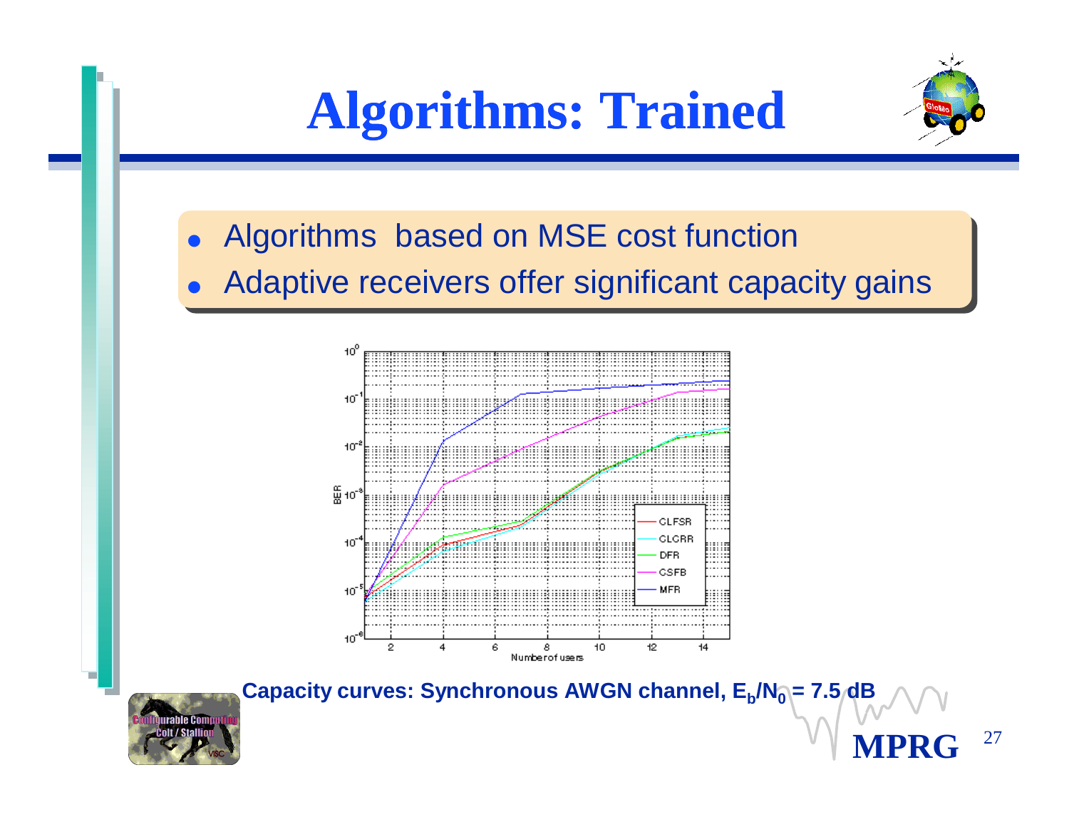# Algorithms: Trained

- Algorithms based on MSE cost function
- Adaptive receivers offer significant capacity gains

**Capacity curves: Synchronous AWGN channel, $E_b/N_0$ = 7.5 dB**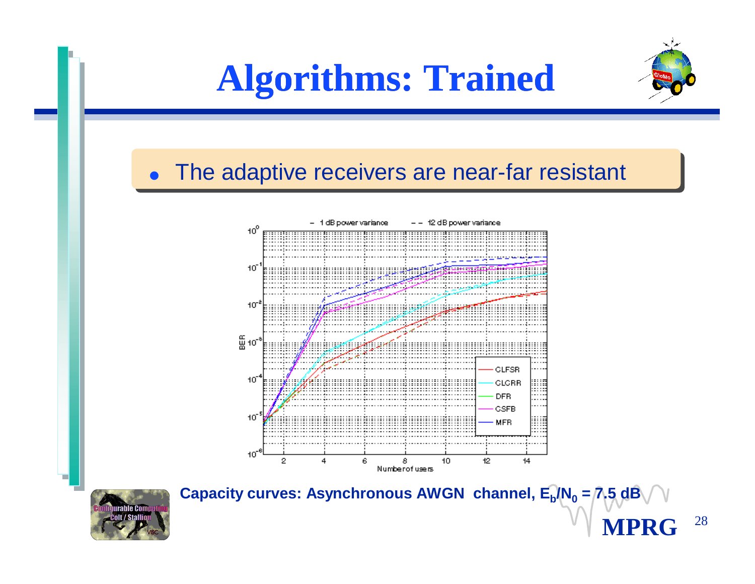# Algorithms: Trained

- The adaptive receivers are near-far resistant

Capacity curves: Asynchronous AWGN channel, $E_b/N_0$ = 7.5 dB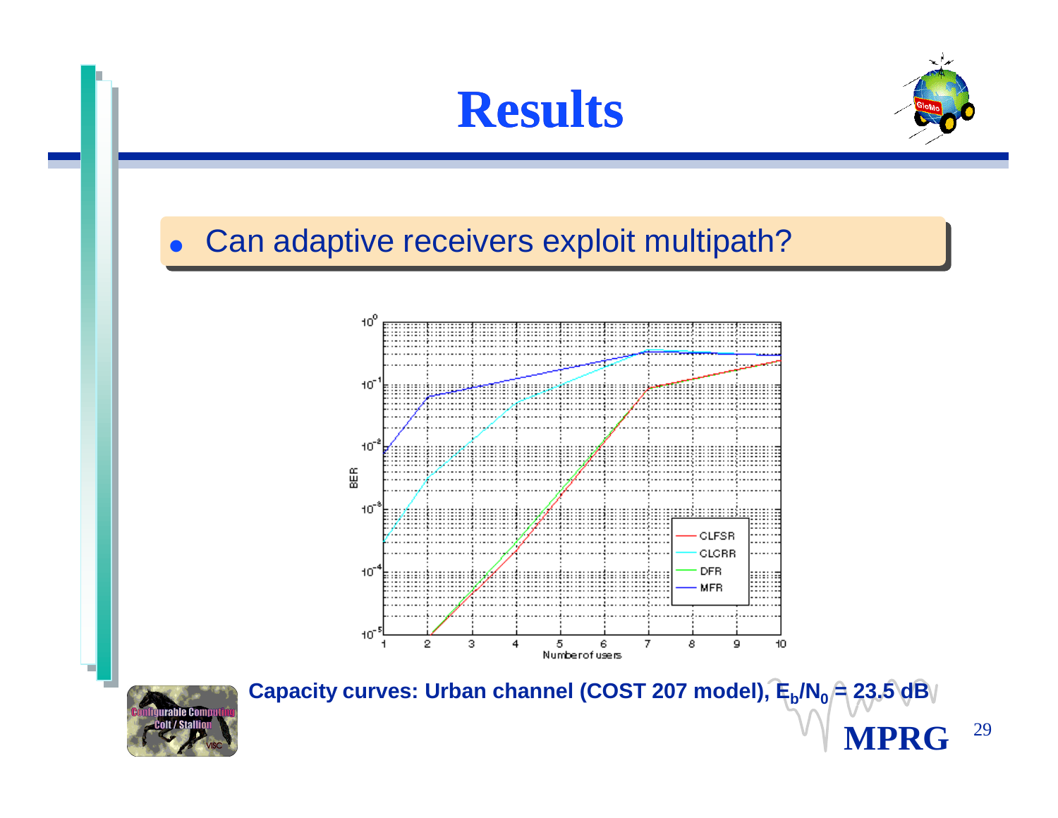# Results

- Can adaptive receivers exploit multipath?

Capacity curves: Urban channel (COST 207 model), $E_b/N_0$ = 23.5 dB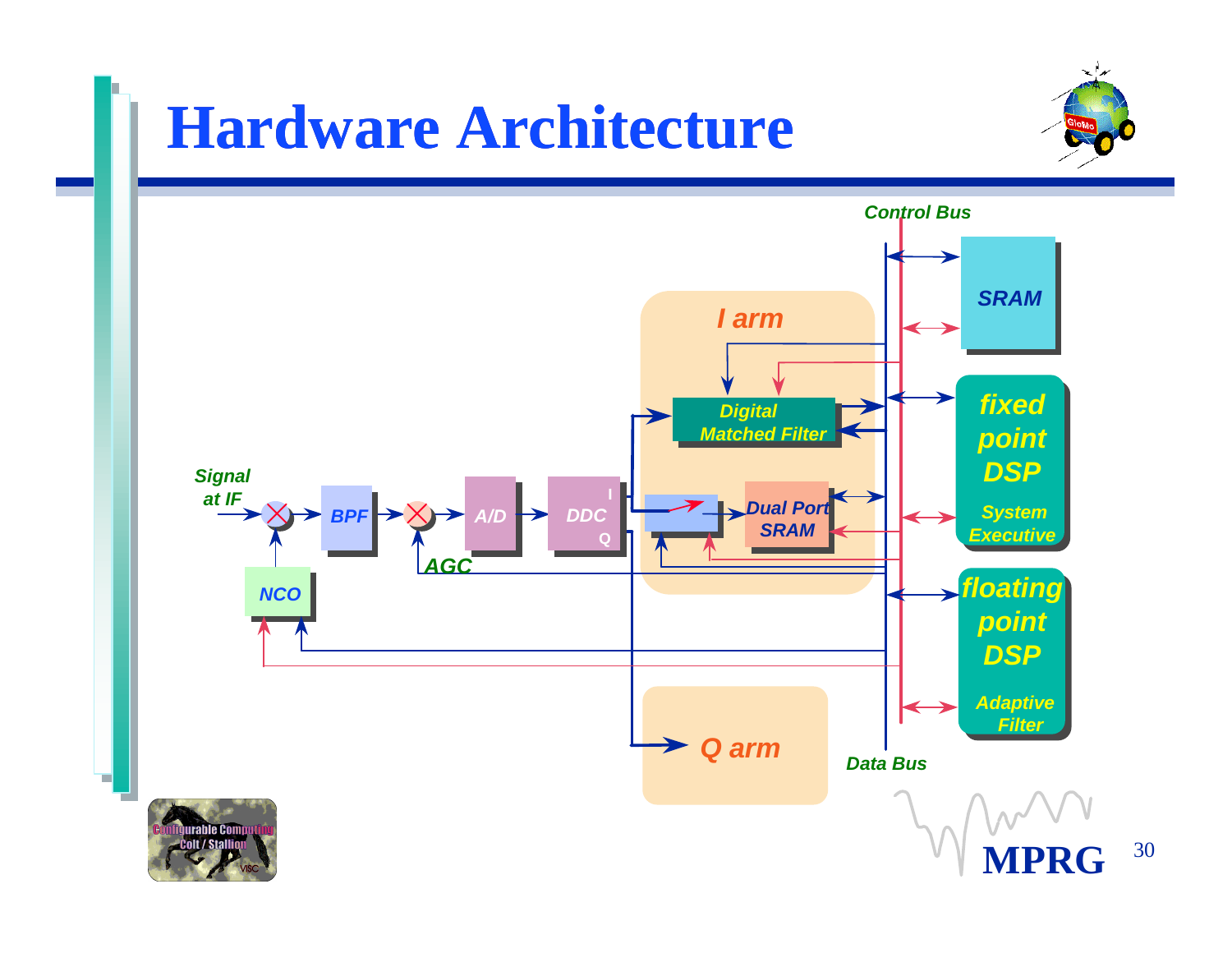# Hardware Architecture

Control Bus

SRAM

I arm

Digital Matched Filter

fixed point DSP

System Executive

Signal at IF

BPF

A/D

DDC

I

Q

Dual Port SRAM

AGC

NCO

floating point DSP

Adaptive Filter

Q arm

Data Bus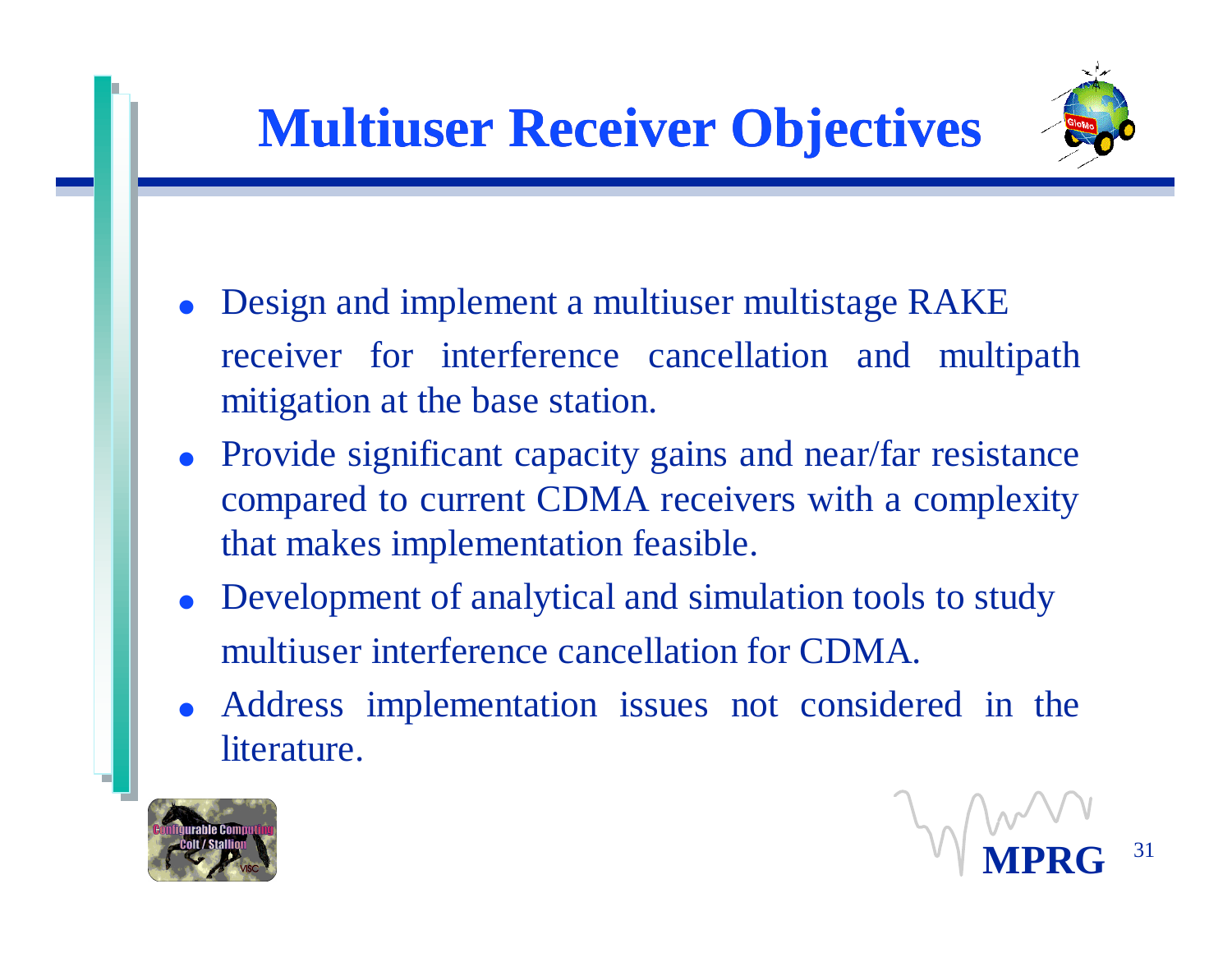# Multiuser Receiver Objectives

- Design and implement a multiuser multistage RAKE receiver for interference cancellation and multipath mitigation at the base station.
- Provide significant capacity gains and near/far resistance compared to current CDMA receivers with a complexity that makes implementation feasible.
- Development of analytical and simulation tools to study multiuser interference cancellation for CDMA.
- Address implementation issues not considered in the literature.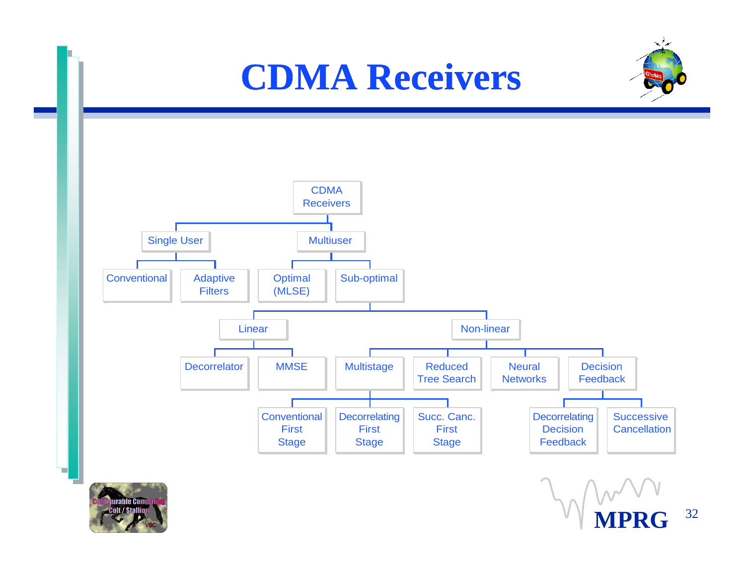# CDMA Receivers

- CDMA Receivers
  - Single User
    - Conventional
    - Adaptive Filters
  - Multiuser
    - Optimal (MLSE)
    - Sub-optimal
      - Linear
        - Decorrelator
        - MMSE
      - Non-linear
        - Multistage
          - Conventional First Stage
          - Decorrelating First Stage
          - Succ. Canc. First Stage
        - Reduced Tree Search
        - Neural Networks
        - Decision Feedback
          - Decorrelating Decision Feedback
          - Successive Cancellation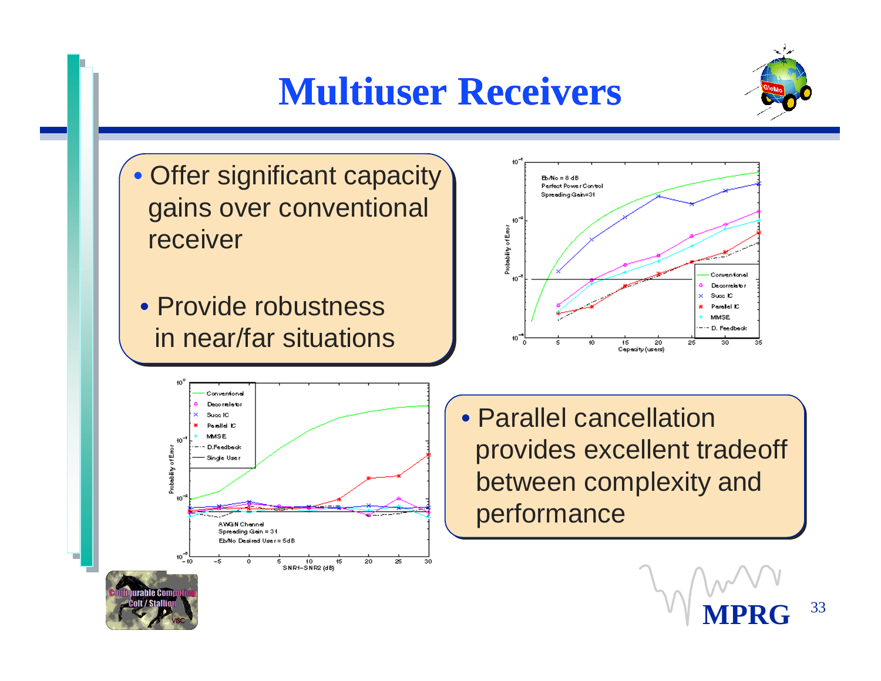# Multiuser Receivers

- Offer significant capacity gains over conventional receiver
- Provide robustness in near/far situations
- Parallel cancellation provides excellent tradeoff between complexity and performance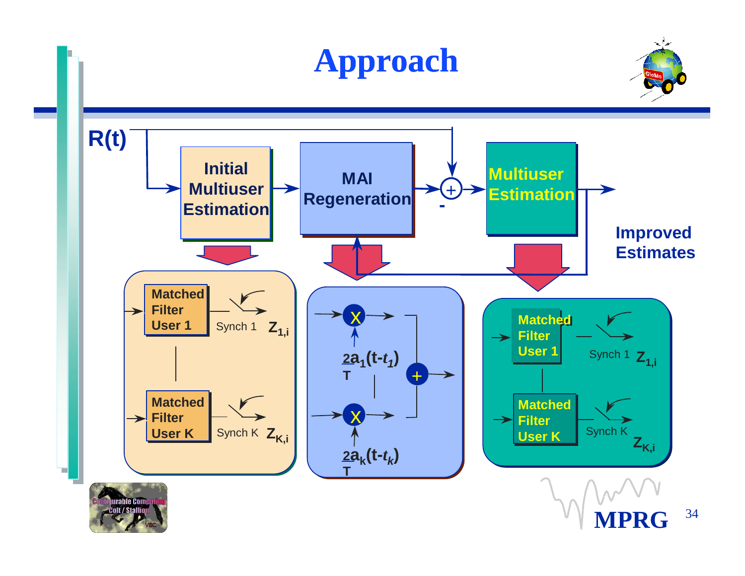# Approach

R(t)

Initial Multiuser Estimation → MAI Regeneration → (+/−) → Multiuser Estimation → Improved Estimates

Matched Filter User 1 — Synch 1 — $Z_{1,i}$

Matched Filter User K — Synch K — $Z_{K,i}$

$\frac{2}{T}a_1(t-t_1)$

$\frac{2}{T}a_k(t-t_k)$

Matched Filter User 1 — Synch 1 — $Z_{1,i}$

Matched Filter User K — Synch K — $Z_{K,i}$

MPRG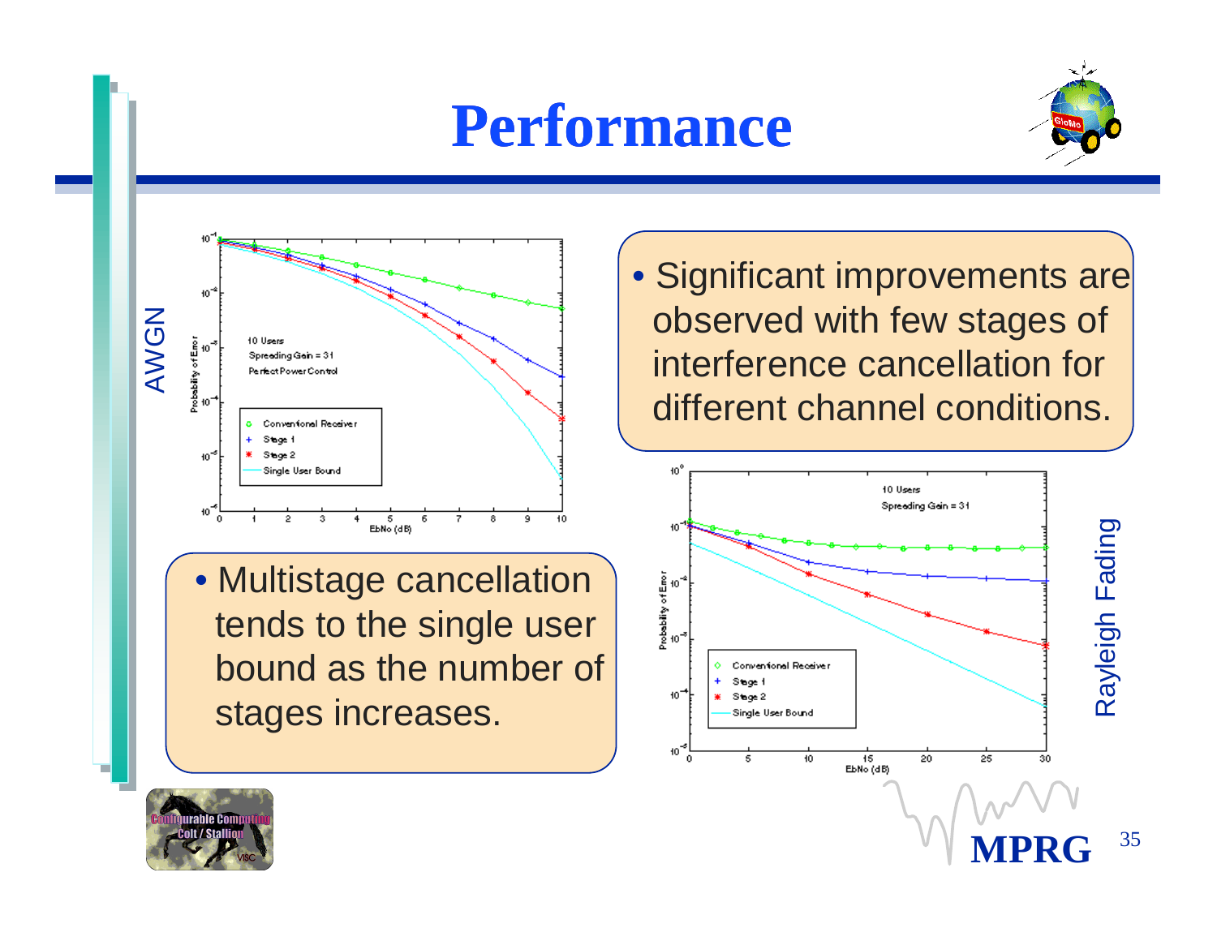# Performance

AWGN

10 Users
Spreading Gain = 31
Perfect Power Control

- Conventional Receiver
- Stage 1
- Stage 2
- Single User Bound

Probability of Error vs. EbNo (dB)

- Significant improvements are observed with few stages of interference cancellation for different channel conditions.

- Multistage cancellation tends to the single user bound as the number of stages increases.

Rayleigh Fading

10 Users
Spreading Gain = 31

- Conventional Receiver
- Stage 1
- Stage 2
- Single User Bound

Probability of Error vs. EbNo (dB)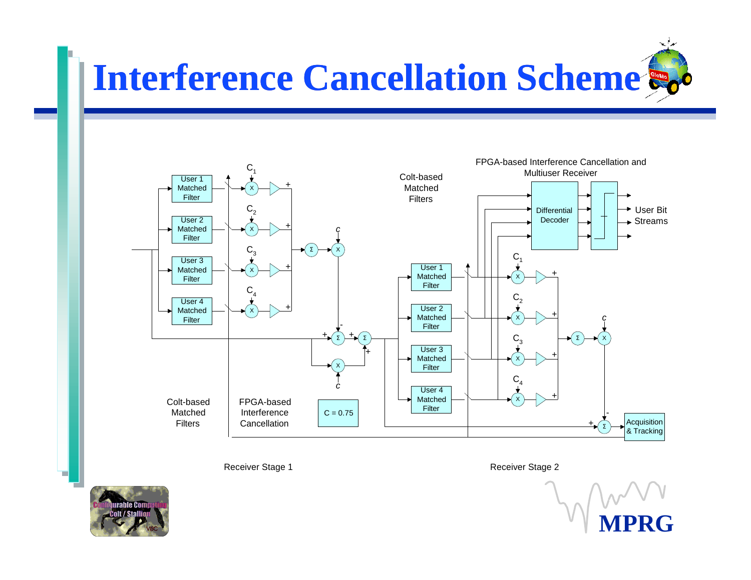# Interference Cancellation Scheme

User 1 Matched Filter

User 2 Matched Filter

User 3 Matched Filter

User 4 Matched Filter

$C_1$

$C_2$

$C_3$

$C_4$

c

C = 0.75

Colt-based Matched Filters

FPGA-based Interference Cancellation

Colt-based Matched Filters

FPGA-based Interference Cancellation and Multiuser Receiver

Differential Decoder

User Bit Streams

Acquisition & Tracking

Receiver Stage 1

Receiver Stage 2

Configurable Computing Colt / Stallion

MPRG